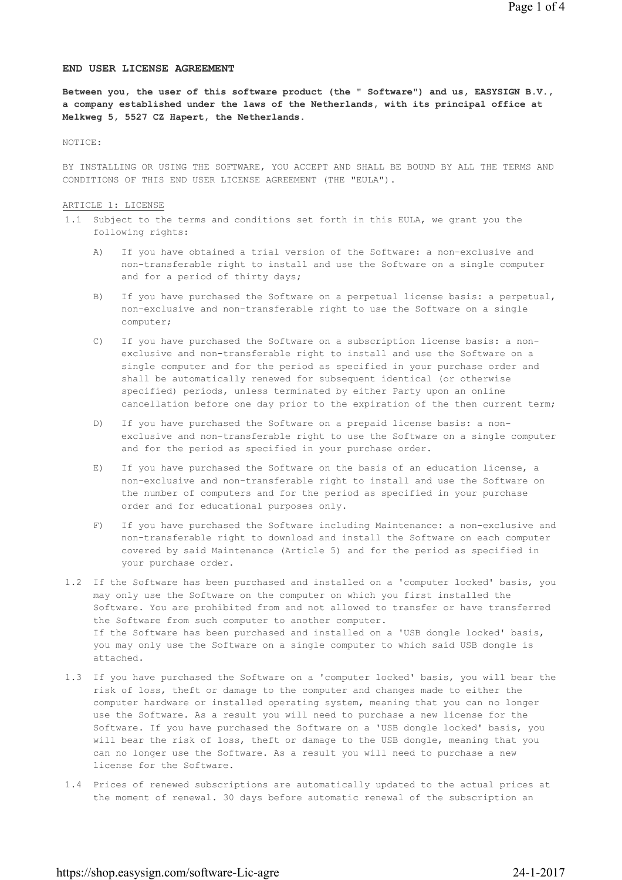# END USER LICENSE AGREEMENT

**Between you, the user of this software product (the " Software") and us, EASYSIGN B.V., a company established under the laws of the Netherlands, with its principal office at Melkweg 5, 5527 CZ Hapert, the Netherlands.**

NOTICE:

BY INSTALLING OR USING THE SOFTWARE, YOU ACCEPT AND SHALL BE BOUND BY ALL THE TERMS AND CONDITIONS OF THIS END USER LICENSE AGREEMENT (THE "EULA").

## ARTICLE 1: LICENSE

1.1 Subject to the terms and conditions set forth in this EULA, we grant you the following rights:

   A) If you have obtained a trial version of the Software: a non-exclusive and non-transferable right to install and use the Software on a single computer and for a period of thirty days;

   B) If you have purchased the Software on a perpetual license basis: a perpetual, non-exclusive and non-transferable right to use the Software on a single computer;

   C) If you have purchased the Software on a subscription license basis: a non-exclusive and non-transferable right to install and use the Software on a single computer and for the period as specified in your purchase order and shall be automatically renewed for subsequent identical (or otherwise specified) periods, unless terminated by either Party upon an online cancellation before one day prior to the expiration of the then current term;

   D) If you have purchased the Software on a prepaid license basis: a non-exclusive and non-transferable right to use the Software on a single computer and for the period as specified in your purchase order.

   E) If you have purchased the Software on the basis of an education license, a non-exclusive and non-transferable right to install and use the Software on the number of computers and for the period as specified in your purchase order and for educational purposes only.

   F) If you have purchased the Software including Maintenance: a non-exclusive and non-transferable right to download and install the Software on each computer covered by said Maintenance (Article 5) and for the period as specified in your purchase order.

1.2 If the Software has been purchased and installed on a 'computer locked' basis, you may only use the Software on the computer on which you first installed the Software. You are prohibited from and not allowed to transfer or have transferred the Software from such computer to another computer.
If the Software has been purchased and installed on a 'USB dongle locked' basis, you may only use the Software on a single computer to which said USB dongle is attached.

1.3 If you have purchased the Software on a 'computer locked' basis, you will bear the risk of loss, theft or damage to the computer and changes made to either the computer hardware or installed operating system, meaning that you can no longer use the Software. As a result you will need to purchase a new license for the Software. If you have purchased the Software on a 'USB dongle locked' basis, you will bear the risk of loss, theft or damage to the USB dongle, meaning that you can no longer use the Software. As a result you will need to purchase a new license for the Software.

1.4 Prices of renewed subscriptions are automatically updated to the actual prices at the moment of renewal. 30 days before automatic renewal of the subscription an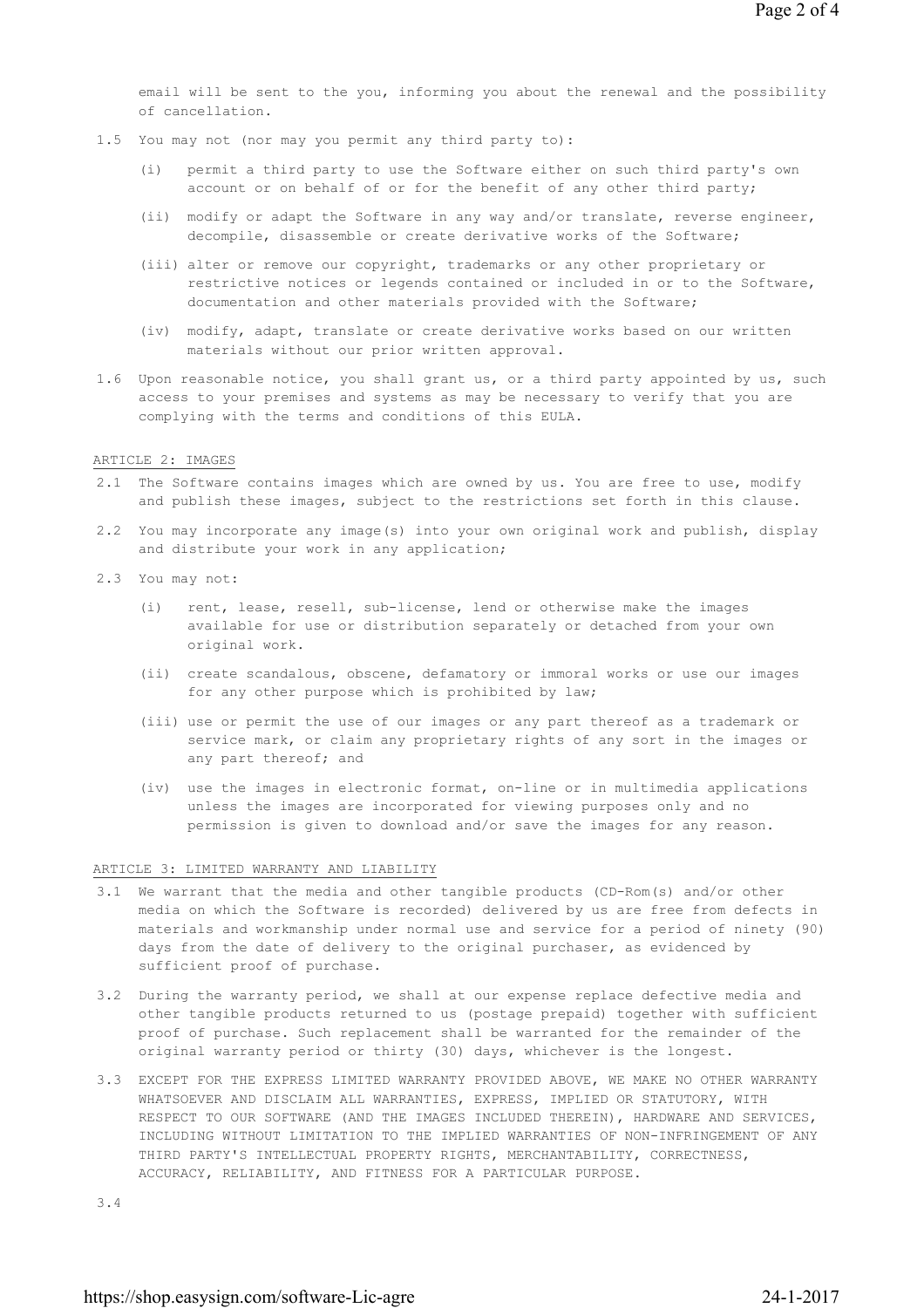email will be sent to the you, informing you about the renewal and the possibility of cancellation.

1.5 You may not (nor may you permit any third party to):

(i) permit a third party to use the Software either on such third party's own account or on behalf of or for the benefit of any other third party;

(ii) modify or adapt the Software in any way and/or translate, reverse engineer, decompile, disassemble or create derivative works of the Software;

(iii) alter or remove our copyright, trademarks or any other proprietary or restrictive notices or legends contained or included in or to the Software, documentation and other materials provided with the Software;

(iv) modify, adapt, translate or create derivative works based on our written materials without our prior written approval.

1.6 Upon reasonable notice, you shall grant us, or a third party appointed by us, such access to your premises and systems as may be necessary to verify that you are complying with the terms and conditions of this EULA.

## ARTICLE 2: IMAGES

2.1 The Software contains images which are owned by us. You are free to use, modify and publish these images, subject to the restrictions set forth in this clause.

2.2 You may incorporate any image(s) into your own original work and publish, display and distribute your work in any application;

2.3 You may not:

(i) rent, lease, resell, sub-license, lend or otherwise make the images available for use or distribution separately or detached from your own original work.

(ii) create scandalous, obscene, defamatory or immoral works or use our images for any other purpose which is prohibited by law;

(iii) use or permit the use of our images or any part thereof as a trademark or service mark, or claim any proprietary rights of any sort in the images or any part thereof; and

(iv) use the images in electronic format, on-line or in multimedia applications unless the images are incorporated for viewing purposes only and no permission is given to download and/or save the images for any reason.

## ARTICLE 3: LIMITED WARRANTY AND LIABILITY

3.1 We warrant that the media and other tangible products (CD-Rom(s) and/or other media on which the Software is recorded) delivered by us are free from defects in materials and workmanship under normal use and service for a period of ninety (90) days from the date of delivery to the original purchaser, as evidenced by sufficient proof of purchase.

3.2 During the warranty period, we shall at our expense replace defective media and other tangible products returned to us (postage prepaid) together with sufficient proof of purchase. Such replacement shall be warranted for the remainder of the original warranty period or thirty (30) days, whichever is the longest.

3.3 EXCEPT FOR THE EXPRESS LIMITED WARRANTY PROVIDED ABOVE, WE MAKE NO OTHER WARRANTY WHATSOEVER AND DISCLAIM ALL WARRANTIES, EXPRESS, IMPLIED OR STATUTORY, WITH RESPECT TO OUR SOFTWARE (AND THE IMAGES INCLUDED THEREIN), HARDWARE AND SERVICES, INCLUDING WITHOUT LIMITATION TO THE IMPLIED WARRANTIES OF NON-INFRINGEMENT OF ANY THIRD PARTY'S INTELLECTUAL PROPERTY RIGHTS, MERCHANTABILITY, CORRECTNESS, ACCURACY, RELIABILITY, AND FITNESS FOR A PARTICULAR PURPOSE.

3.4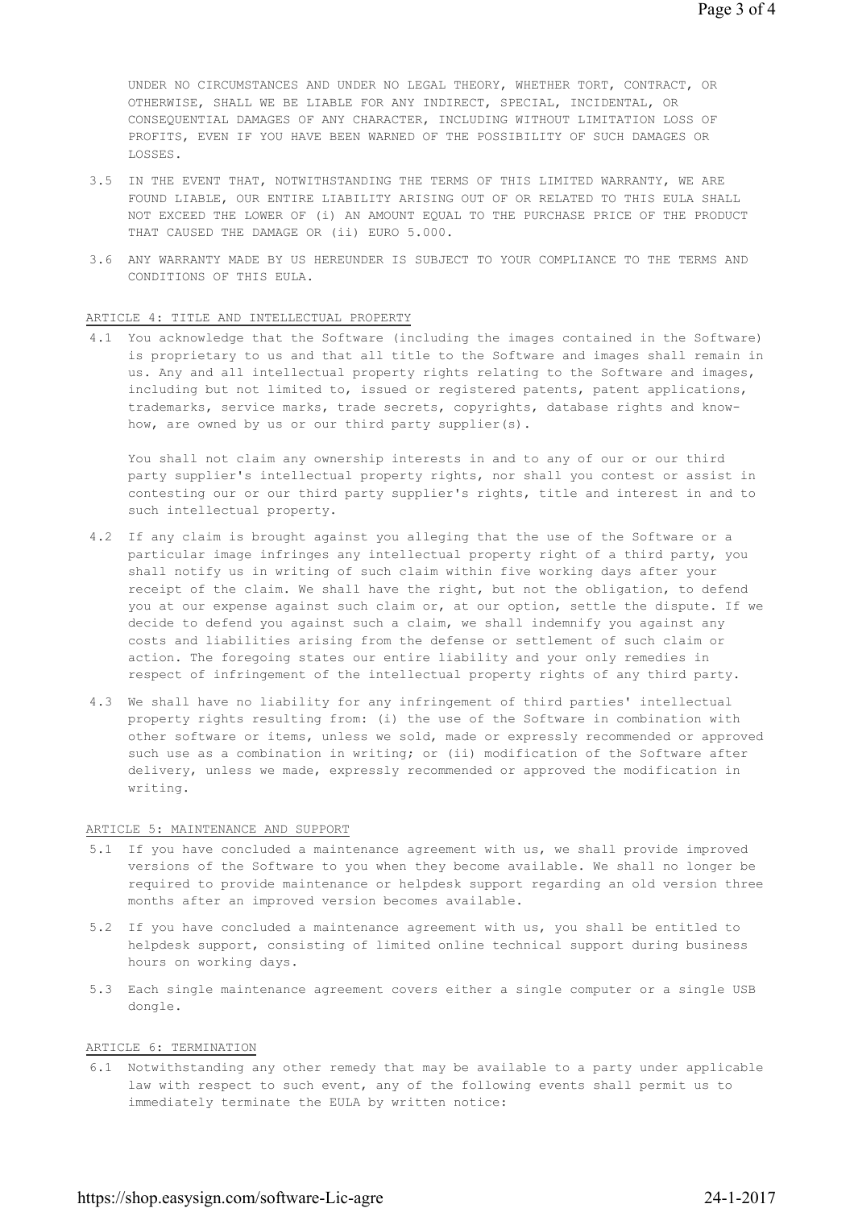UNDER NO CIRCUMSTANCES AND UNDER NO LEGAL THEORY, WHETHER TORT, CONTRACT, OR OTHERWISE, SHALL WE BE LIABLE FOR ANY INDIRECT, SPECIAL, INCIDENTAL, OR CONSEQUENTIAL DAMAGES OF ANY CHARACTER, INCLUDING WITHOUT LIMITATION LOSS OF PROFITS, EVEN IF YOU HAVE BEEN WARNED OF THE POSSIBILITY OF SUCH DAMAGES OR LOSSES.

3.5 IN THE EVENT THAT, NOTWITHSTANDING THE TERMS OF THIS LIMITED WARRANTY, WE ARE FOUND LIABLE, OUR ENTIRE LIABILITY ARISING OUT OF OR RELATED TO THIS EULA SHALL NOT EXCEED THE LOWER OF (i) AN AMOUNT EQUAL TO THE PURCHASE PRICE OF THE PRODUCT THAT CAUSED THE DAMAGE OR (ii) EURO 5.000.

3.6 ANY WARRANTY MADE BY US HEREUNDER IS SUBJECT TO YOUR COMPLIANCE TO THE TERMS AND CONDITIONS OF THIS EULA.

## ARTICLE 4: TITLE AND INTELLECTUAL PROPERTY

4.1 You acknowledge that the Software (including the images contained in the Software) is proprietary to us and that all title to the Software and images shall remain in us. Any and all intellectual property rights relating to the Software and images, including but not limited to, issued or registered patents, patent applications, trademarks, service marks, trade secrets, copyrights, database rights and know-how, are owned by us or our third party supplier(s).

You shall not claim any ownership interests in and to any of our or our third party supplier's intellectual property rights, nor shall you contest or assist in contesting our or our third party supplier's rights, title and interest in and to such intellectual property.

4.2 If any claim is brought against you alleging that the use of the Software or a particular image infringes any intellectual property right of a third party, you shall notify us in writing of such claim within five working days after your receipt of the claim. We shall have the right, but not the obligation, to defend you at our expense against such claim or, at our option, settle the dispute. If we decide to defend you against such a claim, we shall indemnify you against any costs and liabilities arising from the defense or settlement of such claim or action. The foregoing states our entire liability and your only remedies in respect of infringement of the intellectual property rights of any third party.

4.3 We shall have no liability for any infringement of third parties' intellectual property rights resulting from: (i) the use of the Software in combination with other software or items, unless we sold, made or expressly recommended or approved such use as a combination in writing; or (ii) modification of the Software after delivery, unless we made, expressly recommended or approved the modification in writing.

## ARTICLE 5: MAINTENANCE AND SUPPORT

5.1 If you have concluded a maintenance agreement with us, we shall provide improved versions of the Software to you when they become available. We shall no longer be required to provide maintenance or helpdesk support regarding an old version three months after an improved version becomes available.

5.2 If you have concluded a maintenance agreement with us, you shall be entitled to helpdesk support, consisting of limited online technical support during business hours on working days.

5.3 Each single maintenance agreement covers either a single computer or a single USB dongle.

## ARTICLE 6: TERMINATION

6.1 Notwithstanding any other remedy that may be available to a party under applicable law with respect to such event, any of the following events shall permit us to immediately terminate the EULA by written notice: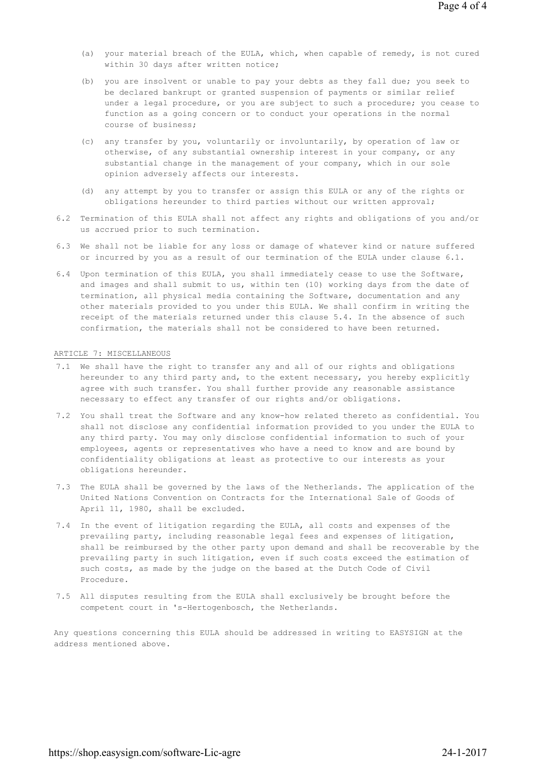(a) your material breach of the EULA, which, when capable of remedy, is not cured within 30 days after written notice;

(b) you are insolvent or unable to pay your debts as they fall due; you seek to be declared bankrupt or granted suspension of payments or similar relief under a legal procedure, or you are subject to such a procedure; you cease to function as a going concern or to conduct your operations in the normal course of business;

(c) any transfer by you, voluntarily or involuntarily, by operation of law or otherwise, of any substantial ownership interest in your company, or any substantial change in the management of your company, which in our sole opinion adversely affects our interests.

(d) any attempt by you to transfer or assign this EULA or any of the rights or obligations hereunder to third parties without our written approval;

6.2 Termination of this EULA shall not affect any rights and obligations of you and/or us accrued prior to such termination.

6.3 We shall not be liable for any loss or damage of whatever kind or nature suffered or incurred by you as a result of our termination of the EULA under clause 6.1.

6.4 Upon termination of this EULA, you shall immediately cease to use the Software, and images and shall submit to us, within ten (10) working days from the date of termination, all physical media containing the Software, documentation and any other materials provided to you under this EULA. We shall confirm in writing the receipt of the materials returned under this clause 5.4. In the absence of such confirmation, the materials shall not be considered to have been returned.

ARTICLE 7: MISCELLANEOUS

7.1 We shall have the right to transfer any and all of our rights and obligations hereunder to any third party and, to the extent necessary, you hereby explicitly agree with such transfer. You shall further provide any reasonable assistance necessary to effect any transfer of our rights and/or obligations.

7.2 You shall treat the Software and any know-how related thereto as confidential. You shall not disclose any confidential information provided to you under the EULA to any third party. You may only disclose confidential information to such of your employees, agents or representatives who have a need to know and are bound by confidentiality obligations at least as protective to our interests as your obligations hereunder.

7.3 The EULA shall be governed by the laws of the Netherlands. The application of the United Nations Convention on Contracts for the International Sale of Goods of April 11, 1980, shall be excluded.

7.4 In the event of litigation regarding the EULA, all costs and expenses of the prevailing party, including reasonable legal fees and expenses of litigation, shall be reimbursed by the other party upon demand and shall be recoverable by the prevailing party in such litigation, even if such costs exceed the estimation of such costs, as made by the judge on the based at the Dutch Code of Civil Procedure.

7.5 All disputes resulting from the EULA shall exclusively be brought before the competent court in 's-Hertogenbosch, the Netherlands.

Any questions concerning this EULA should be addressed in writing to EASYSIGN at the address mentioned above.